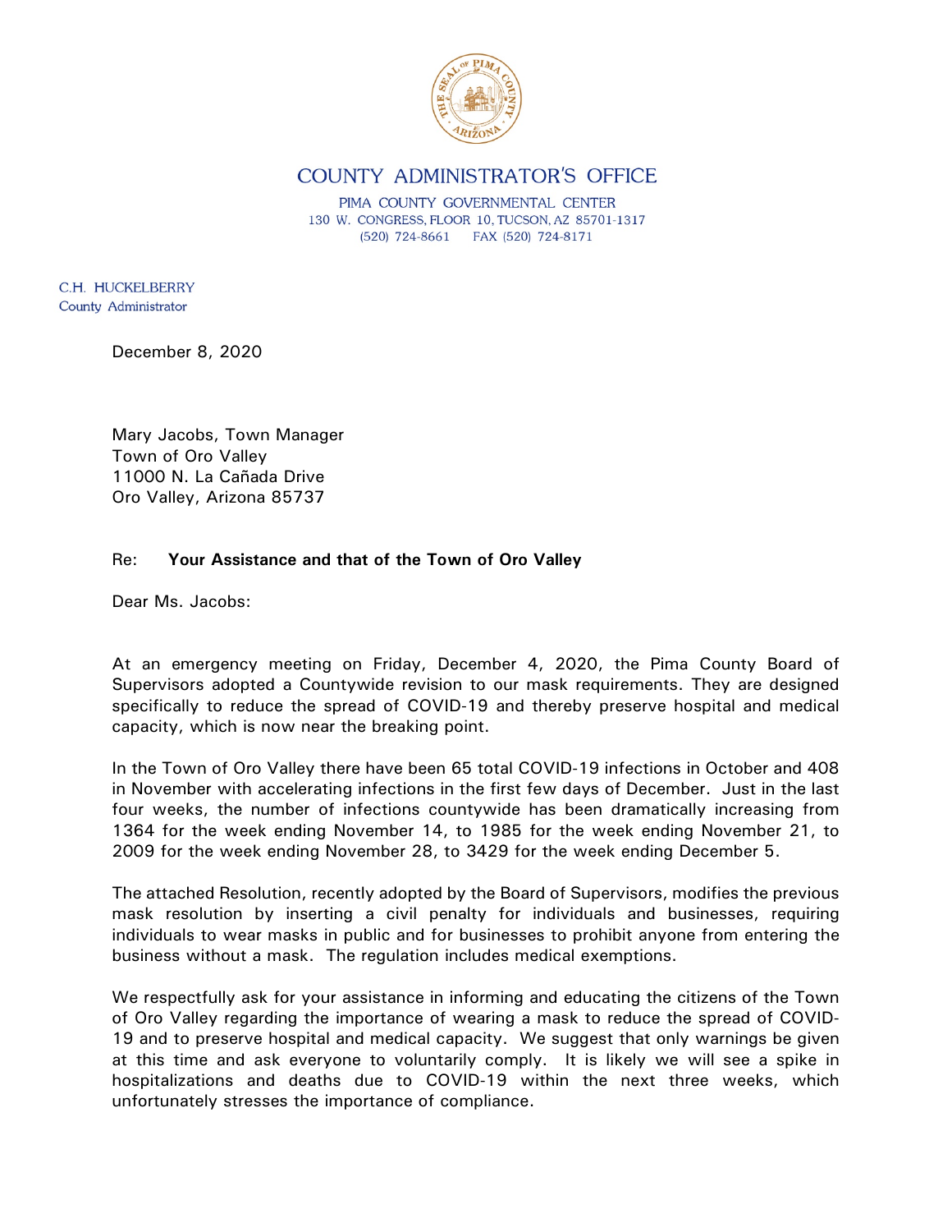COUNTY ADMINISTRATOR'S OFFICE

PIMA COUNTY GOVERNMENTAL CENTER
130 W. CONGRESS, FLOOR 10, TUCSON, AZ 85701-1317
(520) 724-8661 FAX (520) 724-8171

C.H. HUCKELBERRY
County Administrator

December 8, 2020

Mary Jacobs, Town Manager
Town of Oro Valley
11000 N. La Cañada Drive
Oro Valley, Arizona 85737

Re: **Your Assistance and that of the Town of Oro Valley**

Dear Ms. Jacobs:

At an emergency meeting on Friday, December 4, 2020, the Pima County Board of Supervisors adopted a Countywide revision to our mask requirements. They are designed specifically to reduce the spread of COVID-19 and thereby preserve hospital and medical capacity, which is now near the breaking point.

In the Town of Oro Valley there have been 65 total COVID-19 infections in October and 408 in November with accelerating infections in the first few days of December. Just in the last four weeks, the number of infections countywide has been dramatically increasing from 1364 for the week ending November 14, to 1985 for the week ending November 21, to 2009 for the week ending November 28, to 3429 for the week ending December 5.

The attached Resolution, recently adopted by the Board of Supervisors, modifies the previous mask resolution by inserting a civil penalty for individuals and businesses, requiring individuals to wear masks in public and for businesses to prohibit anyone from entering the business without a mask. The regulation includes medical exemptions.

We respectfully ask for your assistance in informing and educating the citizens of the Town of Oro Valley regarding the importance of wearing a mask to reduce the spread of COVID-19 and to preserve hospital and medical capacity. We suggest that only warnings be given at this time and ask everyone to voluntarily comply. It is likely we will see a spike in hospitalizations and deaths due to COVID-19 within the next three weeks, which unfortunately stresses the importance of compliance.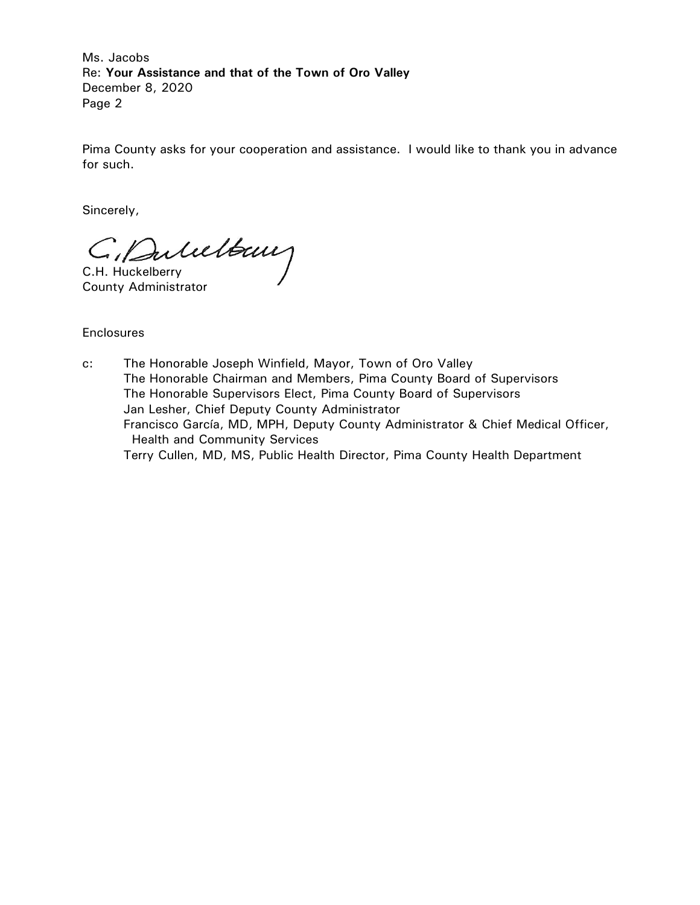Ms. Jacobs
Re: **Your Assistance and that of the Town of Oro Valley**
December 8, 2020

Pima County asks for your cooperation and assistance. I would like to thank you in advance for such.

Sincerely,

C.H. Huckelberry
County Administrator

Enclosures

c: The Honorable Joseph Winfield, Mayor, Town of Oro Valley
The Honorable Chairman and Members, Pima County Board of Supervisors
The Honorable Supervisors Elect, Pima County Board of Supervisors
Jan Lesher, Chief Deputy County Administrator
Francisco García, MD, MPH, Deputy County Administrator & Chief Medical Officer, Health and Community Services
Terry Cullen, MD, MS, Public Health Director, Pima County Health Department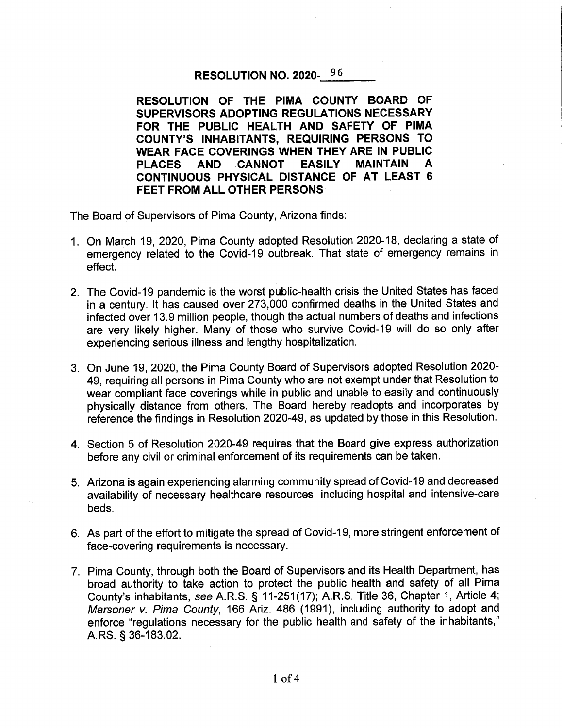# RESOLUTION NO. 2020-96

## RESOLUTION OF THE PIMA COUNTY BOARD OF SUPERVISORS ADOPTING REGULATIONS NECESSARY FOR THE PUBLIC HEALTH AND SAFETY OF PIMA COUNTY'S INHABITANTS, REQUIRING PERSONS TO WEAR FACE COVERINGS WHEN THEY ARE IN PUBLIC PLACES AND CANNOT EASILY MAINTAIN A CONTINUOUS PHYSICAL DISTANCE OF AT LEAST 6 FEET FROM ALL OTHER PERSONS

The Board of Supervisors of Pima County, Arizona finds:

1. On March 19, 2020, Pima County adopted Resolution 2020-18, declaring a state of emergency related to the Covid-19 outbreak. That state of emergency remains in effect.

2. The Covid-19 pandemic is the worst public-health crisis the United States has faced in a century. It has caused over 273,000 confirmed deaths in the United States and infected over 13.9 million people, though the actual numbers of deaths and infections are very likely higher. Many of those who survive Covid-19 will do so only after experiencing serious illness and lengthy hospitalization.

3. On June 19, 2020, the Pima County Board of Supervisors adopted Resolution 2020-49, requiring all persons in Pima County who are not exempt under that Resolution to wear compliant face coverings while in public and unable to easily and continuously physically distance from others. The Board hereby readopts and incorporates by reference the findings in Resolution 2020-49, as updated by those in this Resolution.

4. Section 5 of Resolution 2020-49 requires that the Board give express authorization before any civil or criminal enforcement of its requirements can be taken.

5. Arizona is again experiencing alarming community spread of Covid-19 and decreased availability of necessary healthcare resources, including hospital and intensive-care beds.

6. As part of the effort to mitigate the spread of Covid-19, more stringent enforcement of face-covering requirements is necessary.

7. Pima County, through both the Board of Supervisors and its Health Department, has broad authority to take action to protect the public health and safety of all Pima County's inhabitants, *see* A.R.S. § 11-251(17); A.R.S. Title 36, Chapter 1, Article 4; *Marsoner v. Pima County*, 166 Ariz. 486 (1991), including authority to adopt and enforce "regulations necessary for the public health and safety of the inhabitants," A.RS. § 36-183.02.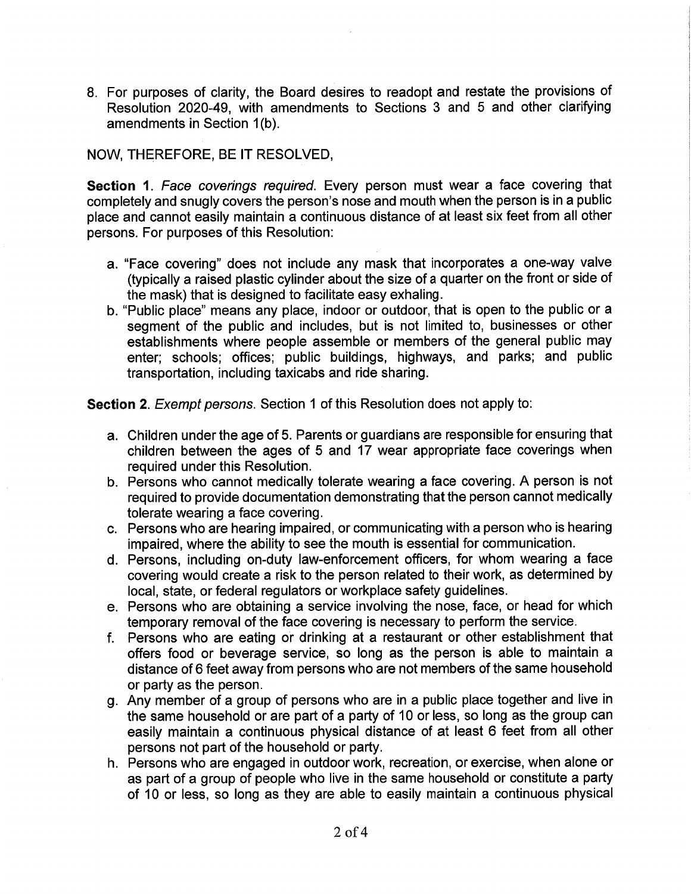8. For purposes of clarity, the Board desires to readopt and restate the provisions of Resolution 2020-49, with amendments to Sections 3 and 5 and other clarifying amendments in Section 1(b).

NOW, THEREFORE, BE IT RESOLVED,

**Section 1**. *Face coverings required*. Every person must wear a face covering that completely and snugly covers the person's nose and mouth when the person is in a public place and cannot easily maintain a continuous distance of at least six feet from all other persons. For purposes of this Resolution:

a. "Face covering" does not include any mask that incorporates a one-way valve (typically a raised plastic cylinder about the size of a quarter on the front or side of the mask) that is designed to facilitate easy exhaling.
b. "Public place" means any place, indoor or outdoor, that is open to the public or a segment of the public and includes, but is not limited to, businesses or other establishments where people assemble or members of the general public may enter; schools; offices; public buildings, highways, and parks; and public transportation, including taxicabs and ride sharing.

**Section 2**. *Exempt persons*. Section 1 of this Resolution does not apply to:

a. Children under the age of 5. Parents or guardians are responsible for ensuring that children between the ages of 5 and 17 wear appropriate face coverings when required under this Resolution.
b. Persons who cannot medically tolerate wearing a face covering. A person is not required to provide documentation demonstrating that the person cannot medically tolerate wearing a face covering.
c. Persons who are hearing impaired, or communicating with a person who is hearing impaired, where the ability to see the mouth is essential for communication.
d. Persons, including on-duty law-enforcement officers, for whom wearing a face covering would create a risk to the person related to their work, as determined by local, state, or federal regulators or workplace safety guidelines.
e. Persons who are obtaining a service involving the nose, face, or head for which temporary removal of the face covering is necessary to perform the service.
f. Persons who are eating or drinking at a restaurant or other establishment that offers food or beverage service, so long as the person is able to maintain a distance of 6 feet away from persons who are not members of the same household or party as the person.
g. Any member of a group of persons who are in a public place together and live in the same household or are part of a party of 10 or less, so long as the group can easily maintain a continuous physical distance of at least 6 feet from all other persons not part of the household or party.
h. Persons who are engaged in outdoor work, recreation, or exercise, when alone or as part of a group of people who live in the same household or constitute a party of 10 or less, so long as they are able to easily maintain a continuous physical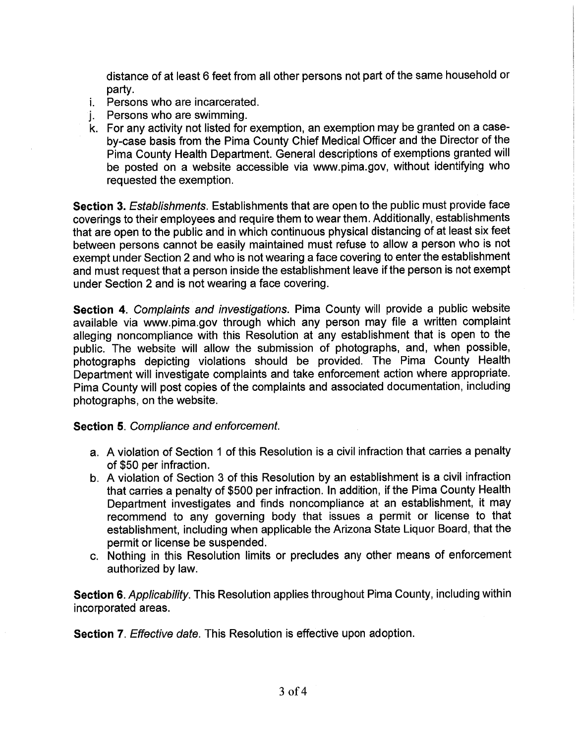distance of at least 6 feet from all other persons not part of the same household or party.

i. Persons who are incarcerated.
j. Persons who are swimming.
k. For any activity not listed for exemption, an exemption may be granted on a case-by-case basis from the Pima County Chief Medical Officer and the Director of the Pima County Health Department. General descriptions of exemptions granted will be posted on a website accessible via www.pima.gov, without identifying who requested the exemption.

**Section 3.** *Establishments.* Establishments that are open to the public must provide face coverings to their employees and require them to wear them. Additionally, establishments that are open to the public and in which continuous physical distancing of at least six feet between persons cannot be easily maintained must refuse to allow a person who is not exempt under Section 2 and who is not wearing a face covering to enter the establishment and must request that a person inside the establishment leave if the person is not exempt under Section 2 and is not wearing a face covering.

**Section 4.** *Complaints and investigations.* Pima County will provide a public website available via www.pima.gov through which any person may file a written complaint alleging noncompliance with this Resolution at any establishment that is open to the public. The website will allow the submission of photographs, and, when possible, photographs depicting violations should be provided. The Pima County Health Department will investigate complaints and take enforcement action where appropriate. Pima County will post copies of the complaints and associated documentation, including photographs, on the website.

**Section 5.** *Compliance and enforcement.*

a. A violation of Section 1 of this Resolution is a civil infraction that carries a penalty of $50 per infraction.
b. A violation of Section 3 of this Resolution by an establishment is a civil infraction that carries a penalty of $500 per infraction. In addition, if the Pima County Health Department investigates and finds noncompliance at an establishment, it may recommend to any governing body that issues a permit or license to that establishment, including when applicable the Arizona State Liquor Board, that the permit or license be suspended.
c. Nothing in this Resolution limits or precludes any other means of enforcement authorized by law.

**Section 6.** *Applicability.* This Resolution applies throughout Pima County, including within incorporated areas.

**Section 7.** *Effective date.* This Resolution is effective upon adoption.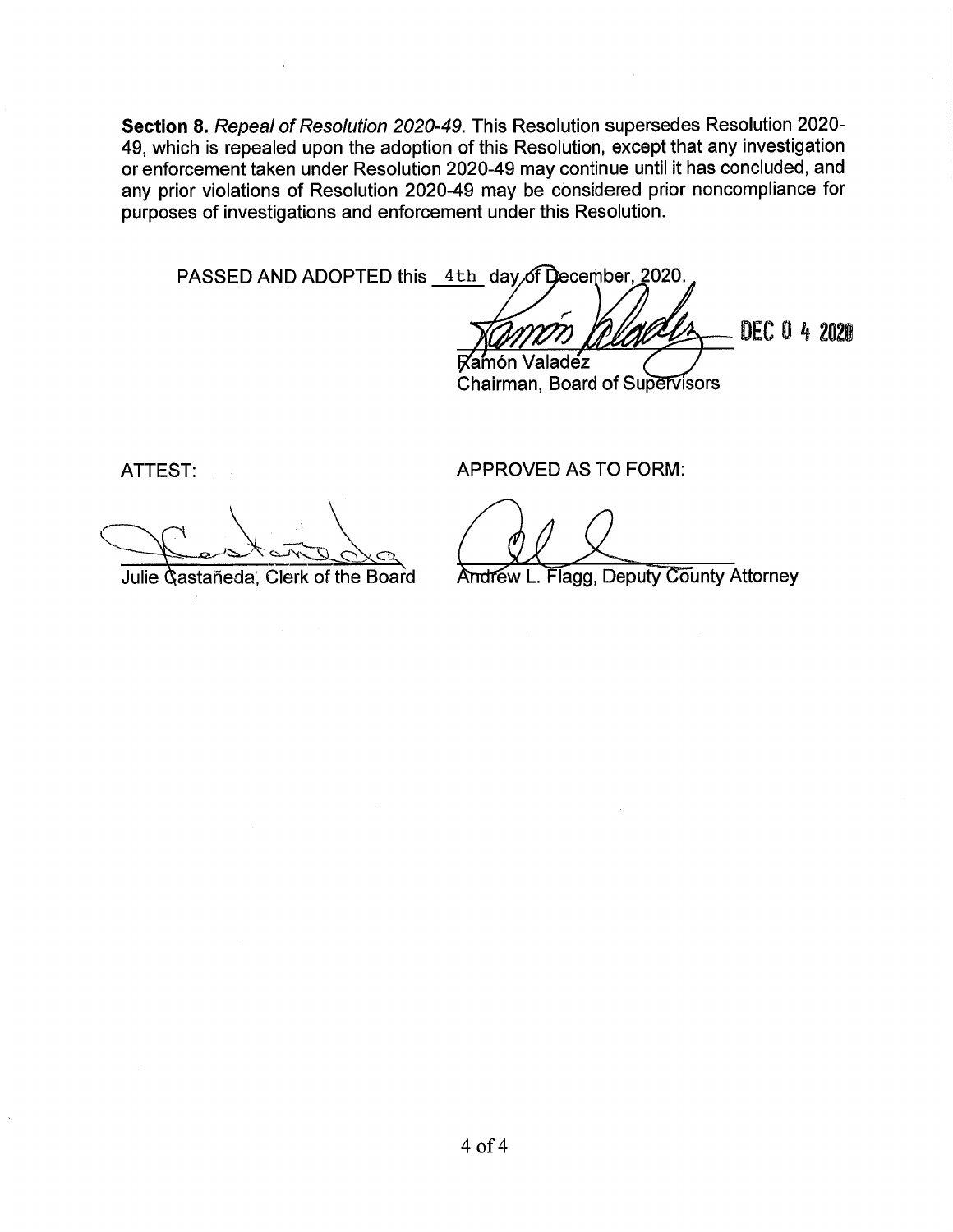**Section 8.** *Repeal of Resolution 2020-49.* This Resolution supersedes Resolution 2020-49, which is repealed upon the adoption of this Resolution, except that any investigation or enforcement taken under Resolution 2020-49 may continue until it has concluded, and any prior violations of Resolution 2020-49 may be considered prior noncompliance for purposes of investigations and enforcement under this Resolution.

PASSED AND ADOPTED this 4th day of December, 2020.

DEC 0 4 2020

Ramón Valadez
Chairman, Board of Supervisors

ATTEST:

Julie Castañeda, Clerk of the Board

APPROVED AS TO FORM:

Andrew L. Flagg, Deputy County Attorney